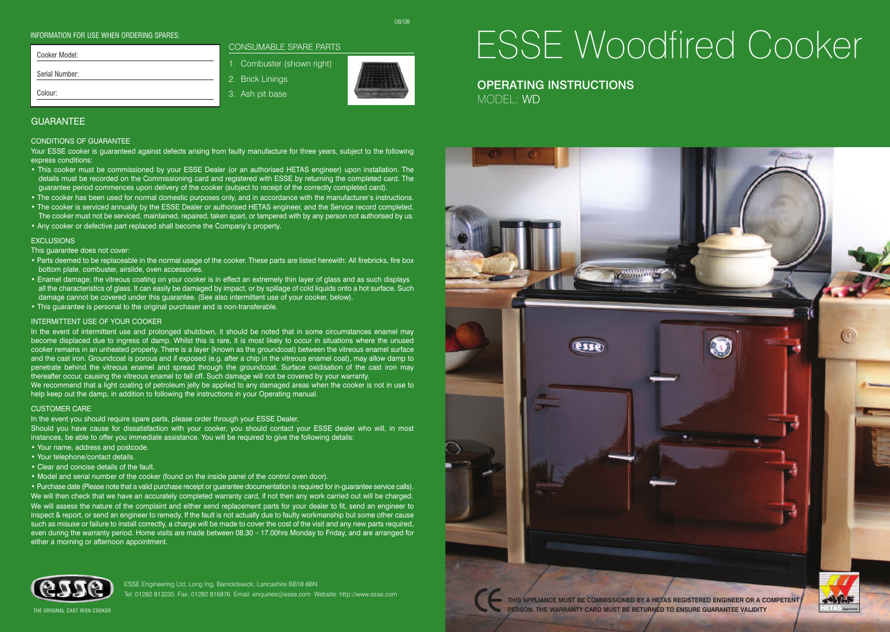INFORMATION FOR USE WHEN ORDERING SPARES:

Cooker Model:

Serial Number:

Colour:

CONSUMABLE SPARE PARTS

1. Combuster (shown right)
2. Brick Linings
3. Ash pit base

## GUARANTEE

### CONDITIONS OF GUARANTEE

Your ESSE cooker is guaranteed against defects arising from faulty manufacture for three years, subject to the following express conditions:

- This cooker must be commissioned by your ESSE Dealer (or an authorised HETAS engineer) upon installation. The details must be recorded on the Commissioning card and registered with ESSE by returning the completed card. The guarantee period commences upon delivery of the cooker (subject to receipt of the correctly completed card).
- The cooker has been used for normal domestic purposes only, and in accordance with the manufacturer's instructions.
- The cooker is serviced annually by the ESSE Dealer or authorised HETAS engineer, and the Service record completed. The cooker must not be serviced, maintained, repaired, taken apart, or tampered with by any person not authorised by us.
- Any cooker or defective part replaced shall become the Company's property.

### EXCLUSIONS

This guarantee does not cover:

- Parts deemed to be replaceable in the normal usage of the cooker. These parts are listed herewith: All firebricks, fire box bottom plate, combuster, airslide, oven accessories.
- Enamel damage; the vitreous coating on your cooker is in effect an extremely thin layer of glass and as such displays all the characteristics of glass. It can easily be damaged by impact, or by spillage of cold liquids onto a hot surface. Such damage cannot be covered under this guarantee. (See also intermittent use of your cooker, below).
- This guarantee is personal to the original purchaser and is non-transferable.

### INTERMITTENT USE OF YOUR COOKER

In the event of intermittent use and prolonged shutdown, it should be noted that in some circumstances enamel may become displaced due to ingress of damp. Whilst this is rare, it is most likely to occur in situations where the unused cooker remains in an unheated property. There is a layer (known as the groundcoat) between the vitreous enamel surface and the cast iron. Groundcoat is porous and if exposed (e.g. after a chip in the vitreous enamel coat), may allow damp to penetrate behind the vitreous enamel and spread through the groundcoat. Surface oxidisation of the cast iron may thereafter occur, causing the vitreous enamel to fall off. Such damage will not be covered by your warranty.
We recommend that a light coating of petroleum jelly be applied to any damaged areas when the cooker is not in use to help keep out the damp, in addition to following the instructions in your Operating manual.

### CUSTOMER CARE

In the event you should require spare parts, please order through your ESSE Dealer.
Should you have cause for dissatisfaction with your cooker, you should contact your ESSE dealer who will, in most instances, be able to offer you immediate assistance. You will be required to give the following details:

- Your name, address and postcode.
- Your telephone/contact details.
- Clear and concise details of the fault.
- Model and serial number of the cooker (found on the inside panel of the control oven door).
- Purchase date (Please note that a valid purchase receipt or guarantee documentation is required for in-guarantee service calls).

We will then check that we have an accurately completed warranty card, if not then any work carried out will be charged.
We will assess the nature of the complaint and either send replacement parts for your dealer to fit, send an engineer to inspect & report, or send an engineer to remedy. If the fault is not actually due to faulty workmanship but some other cause such as misuse or failure to install correctly, a charge will be made to cover the cost of the visit and any new parts required, even during the warranty period. Home visits are made between 08.30 – 17.00hrs Monday to Friday, and are arranged for either a morning or afternoon appointment.

ESSE Engineering Ltd, Long Ing, Barnoldswick, Lancashire BB18 6BN
Tel: 01282 813235 Fax: 01282 816876 Email: enquiries@esse.com Website: http://www.esse.com

THE ORIGINAL CAST IRON COOKER

08/08

# ESSE Woodfired Cooker

## OPERATING INSTRUCTIONS
MODEL: WD

**THIS APPLIANCE MUST BE COMMISSIONED BY A HETAS REGISTERED ENGINEER OR A COMPETENT PERSON. THE WARRANTY CARD MUST BE RETURNED TO ENSURE GUARANTEE VALIDITY**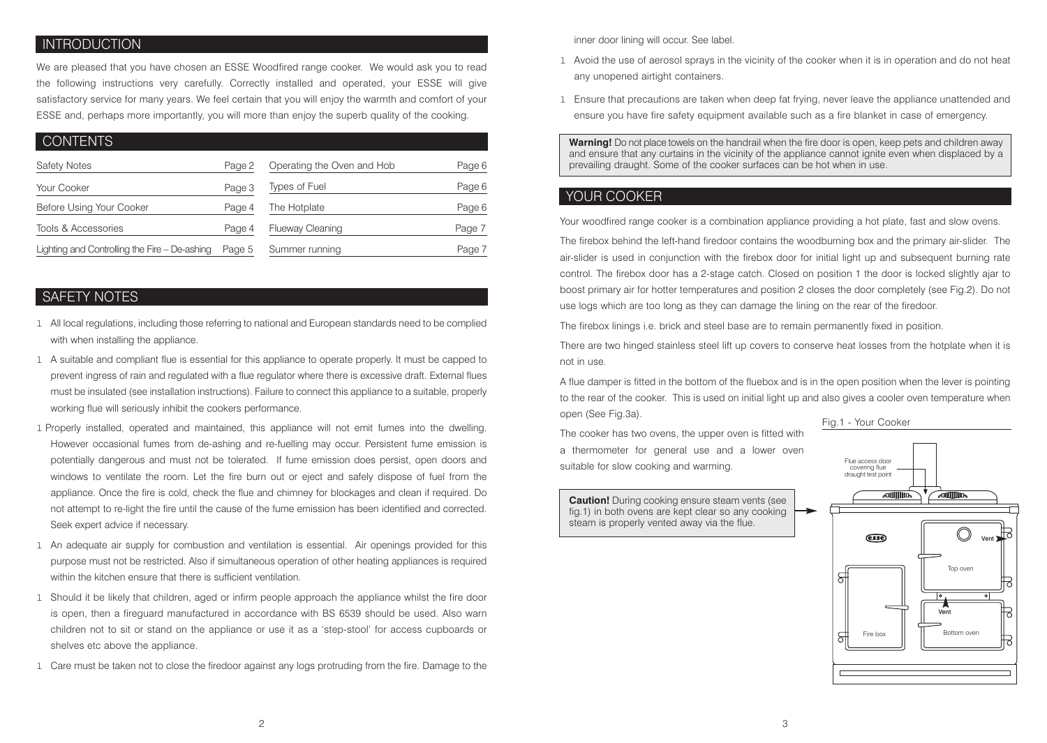## INTRODUCTION

We are pleased that you have chosen an ESSE Woodfired range cooker. We would ask you to read the following instructions very carefully. Correctly installed and operated, your ESSE will give satisfactory service for many years. We feel certain that you will enjoy the warmth and comfort of your ESSE and, perhaps more importantly, you will more than enjoy the superb quality of the cooking.

## CONTENTS

| | | | |
|---|---|---|---|
| Safety Notes | Page 2 | Operating the Oven and Hob | Page 6 |
| Your Cooker | Page 3 | Types of Fuel | Page 6 |
| Before Using Your Cooker | Page 4 | The Hotplate | Page 6 |
| Tools & Accessories | Page 4 | Flueway Cleaning | Page 7 |
| Lighting and Controlling the Fire – De-ashing | Page 5 | Summer running | Page 7 |

## SAFETY NOTES

- All local regulations, including those referring to national and European standards need to be complied with when installing the appliance.
- A suitable and compliant flue is essential for this appliance to operate properly. It must be capped to prevent ingress of rain and regulated with a flue regulator where there is excessive draft. External flues must be insulated (see installation instructions). Failure to connect this appliance to a suitable, properly working flue will seriously inhibit the cookers performance.
- Properly installed, operated and maintained, this appliance will not emit fumes into the dwelling. However occasional fumes from de-ashing and re-fuelling may occur. Persistent fume emission is potentially dangerous and must not be tolerated. If fume emission does persist, open doors and windows to ventilate the room. Let the fire burn out or eject and safely dispose of fuel from the appliance. Once the fire is cold, check the flue and chimney for blockages and clean if required. Do not attempt to re-light the fire until the cause of the fume emission has been identified and corrected. Seek expert advice if necessary.
- An adequate air supply for combustion and ventilation is essential. Air openings provided for this purpose must not be restricted. Also if simultaneous operation of other heating appliances is required within the kitchen ensure that there is sufficient ventilation.
- Should it be likely that children, aged or infirm people approach the appliance whilst the fire door is open, then a fireguard manufactured in accordance with BS 6539 should be used. Also warn children not to sit or stand on the appliance or use it as a 'step-stool' for access cupboards or shelves etc above the appliance.
- Care must be taken not to close the firedoor against any logs protruding from the fire. Damage to the inner door lining will occur. See label.
- Avoid the use of aerosol sprays in the vicinity of the cooker when it is in operation and do not heat any unopened airtight containers.
- Ensure that precautions are taken when deep fat frying, never leave the appliance unattended and ensure you have fire safety equipment available such as a fire blanket in case of emergency.

**Warning!** Do not place towels on the handrail when the fire door is open, keep pets and children away and ensure that any curtains in the vicinity of the appliance cannot ignite even when displaced by a prevailing draught. Some of the cooker surfaces can be hot when in use.

## YOUR COOKER

Your woodfired range cooker is a combination appliance providing a hot plate, fast and slow ovens.

The firebox behind the left-hand firedoor contains the woodburning box and the primary air-slider. The air-slider is used in conjunction with the firebox door for initial light up and subsequent burning rate control. The firebox door has a 2-stage catch. Closed on position 1 the door is locked slightly ajar to boost primary air for hotter temperatures and position 2 closes the door completely (see Fig.2). Do not use logs which are too long as they can damage the lining on the rear of the firedoor.

The firebox linings i.e. brick and steel base are to remain permanently fixed in position.

There are two hinged stainless steel lift up covers to conserve heat losses from the hotplate when it is not in use.

A flue damper is fitted in the bottom of the fluebox and is in the open position when the lever is pointing to the rear of the cooker. This is used on initial light up and also gives a cooler oven temperature when open (See Fig.3a).

The cooker has two ovens, the upper oven is fitted with a thermometer for general use and a lower oven suitable for slow cooking and warming.

**Caution!** During cooking ensure steam vents (see fig.1) in both ovens are kept clear so any cooking steam is properly vented away via the flue.

Fig.1 - Your Cooker

Flue access door covering flue draught test point

Vent

Top oven

Vent

Fire box

Bottom oven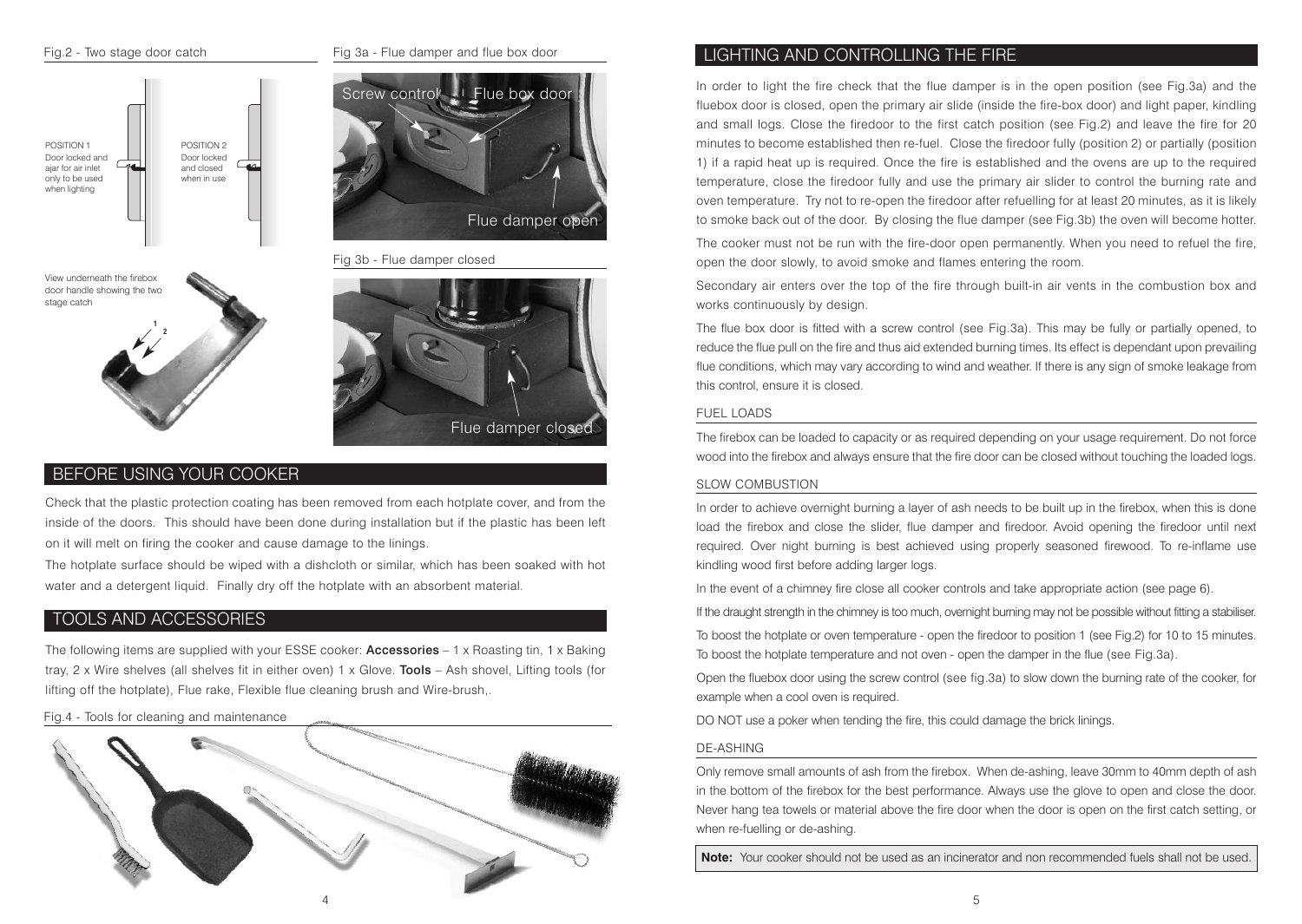Fig.2 - Two stage door catch

POSITION 1
Door locked and ajar for air inlet only to be used when lighting

POSITION 2
Door locked and closed when in use

View underneath the firebox door handle showing the two stage catch

Fig 3a - Flue damper and flue box door

Screw control — Flue box door — Flue damper open

Fig 3b - Flue damper closed

Flue damper closed

## BEFORE USING YOUR COOKER

Check that the plastic protection coating has been removed from each hotplate cover, and from the inside of the doors. This should have been done during installation but if the plastic has been left on it will melt on firing the cooker and cause damage to the linings.

The hotplate surface should be wiped with a dishcloth or similar, which has been soaked with hot water and a detergent liquid. Finally dry off the hotplate with an absorbent material.

## TOOLS AND ACCESSORIES

The following items are supplied with your ESSE cooker: **Accessories** – 1 x Roasting tin, 1 x Baking tray, 2 x Wire shelves (all shelves fit in either oven) 1 x Glove. **Tools** – Ash shovel, Lifting tools (for lifting off the hotplate), Flue rake, Flexible flue cleaning brush and Wire-brush,.

Fig.4 - Tools for cleaning and maintenance

## LIGHTING AND CONTROLLING THE FIRE

In order to light the fire check that the flue damper is in the open position (see Fig.3a) and the fluebox door is closed, open the primary air slide (inside the fire-box door) and light paper, kindling and small logs. Close the firedoor to the first catch position (see Fig.2) and leave the fire for 20 minutes to become established then re-fuel. Close the firedoor fully (position 2) or partially (position 1) if a rapid heat up is required. Once the fire is established and the ovens are up to the required temperature, close the firedoor fully and use the primary air slider to control the burning rate and oven temperature. Try not to re-open the firedoor after refuelling for at least 20 minutes, as it is likely to smoke back out of the door. By closing the flue damper (see Fig.3b) the oven will become hotter.

The cooker must not be run with the fire-door open permanently. When you need to refuel the fire, open the door slowly, to avoid smoke and flames entering the room.

Secondary air enters over the top of the fire through built-in air vents in the combustion box and works continuously by design.

The flue box door is fitted with a screw control (see Fig.3a). This may be fully or partially opened, to reduce the flue pull on the fire and thus aid extended burning times. Its effect is dependant upon prevailing flue conditions, which may vary according to wind and weather. If there is any sign of smoke leakage from this control, ensure it is closed.

### FUEL LOADS

The firebox can be loaded to capacity or as required depending on your usage requirement. Do not force wood into the firebox and always ensure that the fire door can be closed without touching the loaded logs.

### SLOW COMBUSTION

In order to achieve overnight burning a layer of ash needs to be built up in the firebox, when this is done load the firebox and close the slider, flue damper and firedoor. Avoid opening the firedoor until next required. Over night burning is best achieved using properly seasoned firewood. To re-inflame use kindling wood first before adding larger logs.

In the event of a chimney fire close all cooker controls and take appropriate action (see page 6).

If the draught strength in the chimney is too much, overnight burning may not be possible without fitting a stabiliser.

To boost the hotplate or oven temperature - open the firedoor to position 1 (see Fig.2) for 10 to 15 minutes. To boost the hotplate temperature and not oven - open the damper in the flue (see Fig.3a).

Open the fluebox door using the screw control (see fig.3a) to slow down the burning rate of the cooker, for example when a cool oven is required.

DO NOT use a poker when tending the fire, this could damage the brick linings.

### DE-ASHING

Only remove small amounts of ash from the firebox. When de-ashing, leave 30mm to 40mm depth of ash in the bottom of the firebox for the best performance. Always use the glove to open and close the door. Never hang tea towels or material above the fire door when the door is open on the first catch setting, or when re-fuelling or de-ashing.

**Note:** Your cooker should not be used as an incinerator and non recommended fuels shall not be used.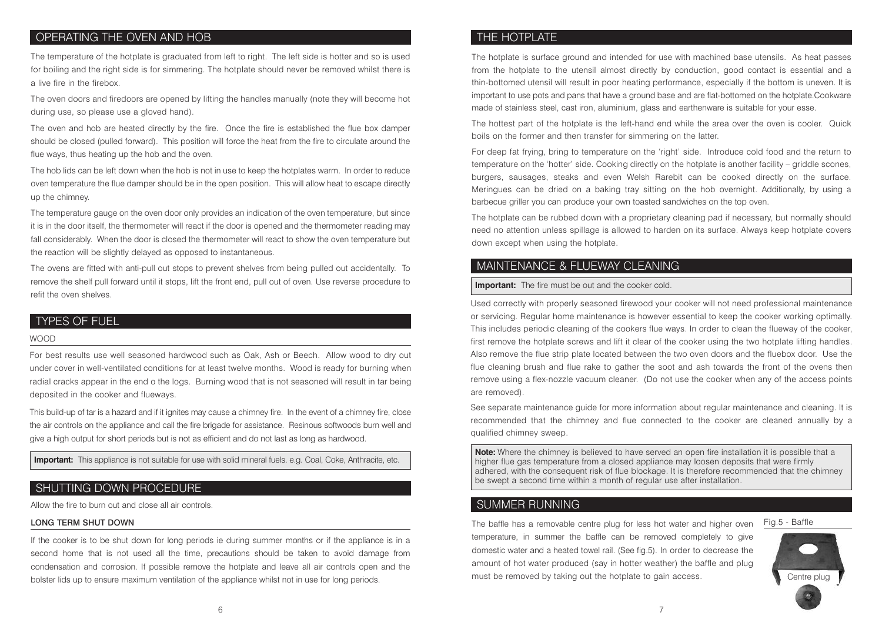## OPERATING THE OVEN AND HOB

The temperature of the hotplate is graduated from left to right. The left side is hotter and so is used for boiling and the right side is for simmering. The hotplate should never be removed whilst there is a live fire in the firebox.

The oven doors and firedoors are opened by lifting the handles manually (note they will become hot during use, so please use a gloved hand).

The oven and hob are heated directly by the fire. Once the fire is established the flue box damper should be closed (pulled forward). This position will force the heat from the fire to circulate around the flue ways, thus heating up the hob and the oven.

The hob lids can be left down when the hob is not in use to keep the hotplates warm. In order to reduce oven temperature the flue damper should be in the open position. This will allow heat to escape directly up the chimney.

The temperature gauge on the oven door only provides an indication of the oven temperature, but since it is in the door itself, the thermometer will react if the door is opened and the thermometer reading may fall considerably. When the door is closed the thermometer will react to show the oven temperature but the reaction will be slightly delayed as opposed to instantaneous.

The ovens are fitted with anti-pull out stops to prevent shelves from being pulled out accidentally. To remove the shelf pull forward until it stops, lift the front end, pull out of oven. Use reverse procedure to refit the oven shelves.

## TYPES OF FUEL

### WOOD

For best results use well seasoned hardwood such as Oak, Ash or Beech. Allow wood to dry out under cover in well-ventilated conditions for at least twelve months. Wood is ready for burning when radial cracks appear in the end o the logs. Burning wood that is not seasoned will result in tar being deposited in the cooker and flueways.

This build-up of tar is a hazard and if it ignites may cause a chimney fire. In the event of a chimney fire, close the air controls on the appliance and call the fire brigade for assistance. Resinous softwoods burn well and give a high output for short periods but is not as efficient and do not last as long as hardwood.

**Important:** This appliance is not suitable for use with solid mineral fuels. e.g. Coal, Coke, Anthracite, etc.

## SHUTTING DOWN PROCEDURE

Allow the fire to burn out and close all air controls.

### LONG TERM SHUT DOWN

If the cooker is to be shut down for long periods ie during summer months or if the appliance is in a second home that is not used all the time, precautions should be taken to avoid damage from condensation and corrosion. If possible remove the hotplate and leave all air controls open and the bolster lids up to ensure maximum ventilation of the appliance whilst not in use for long periods.

## THE HOTPLATE

The hotplate is surface ground and intended for use with machined base utensils. As heat passes from the hotplate to the utensil almost directly by conduction, good contact is essential and a thin-bottomed utensil will result in poor heating performance, especially if the bottom is uneven. It is important to use pots and pans that have a ground base and are flat-bottomed on the hotplate.Cookware made of stainless steel, cast iron, aluminium, glass and earthenware is suitable for your esse.

The hottest part of the hotplate is the left-hand end while the area over the oven is cooler. Quick boils on the former and then transfer for simmering on the latter.

For deep fat frying, bring to temperature on the 'right' side. Introduce cold food and the return to temperature on the 'hotter' side. Cooking directly on the hotplate is another facility – griddle scones, burgers, sausages, steaks and even Welsh Rarebit can be cooked directly on the surface. Meringues can be dried on a baking tray sitting on the hob overnight. Additionally, by using a barbecue griller you can produce your own toasted sandwiches on the top oven.

The hotplate can be rubbed down with a proprietary cleaning pad if necessary, but normally should need no attention unless spillage is allowed to harden on its surface. Always keep hotplate covers down except when using the hotplate.

## MAINTENANCE & FLUEWAY CLEANING

**Important:** The fire must be out and the cooker cold.

Used correctly with properly seasoned firewood your cooker will not need professional maintenance or servicing. Regular home maintenance is however essential to keep the cooker working optimally. This includes periodic cleaning of the cookers flue ways. In order to clean the flueway of the cooker, first remove the hotplate screws and lift it clear of the cooker using the two hotplate lifting handles. Also remove the flue strip plate located between the two oven doors and the fluebox door. Use the flue cleaning brush and flue rake to gather the soot and ash towards the front of the ovens then remove using a flex-nozzle vacuum cleaner. (Do not use the cooker when any of the access points are removed).

See separate maintenance guide for more information about regular maintenance and cleaning. It is recommended that the chimney and flue connected to the cooker are cleaned annually by a qualified chimney sweep.

**Note:** Where the chimney is believed to have served an open fire installation it is possible that a higher flue gas temperature from a closed appliance may loosen deposits that were firmly adhered, with the consequent risk of flue blockage. It is therefore recommended that the chimney be swept a second time within a month of regular use after installation.

## SUMMER RUNNING

The baffle has a removable centre plug for less hot water and higher oven temperature, in summer the baffle can be removed completely to give domestic water and a heated towel rail. (See fig.5). In order to decrease the amount of hot water produced (say in hotter weather) the baffle and plug must be removed by taking out the hotplate to gain access.

Fig.5 - Baffle

Centre plug